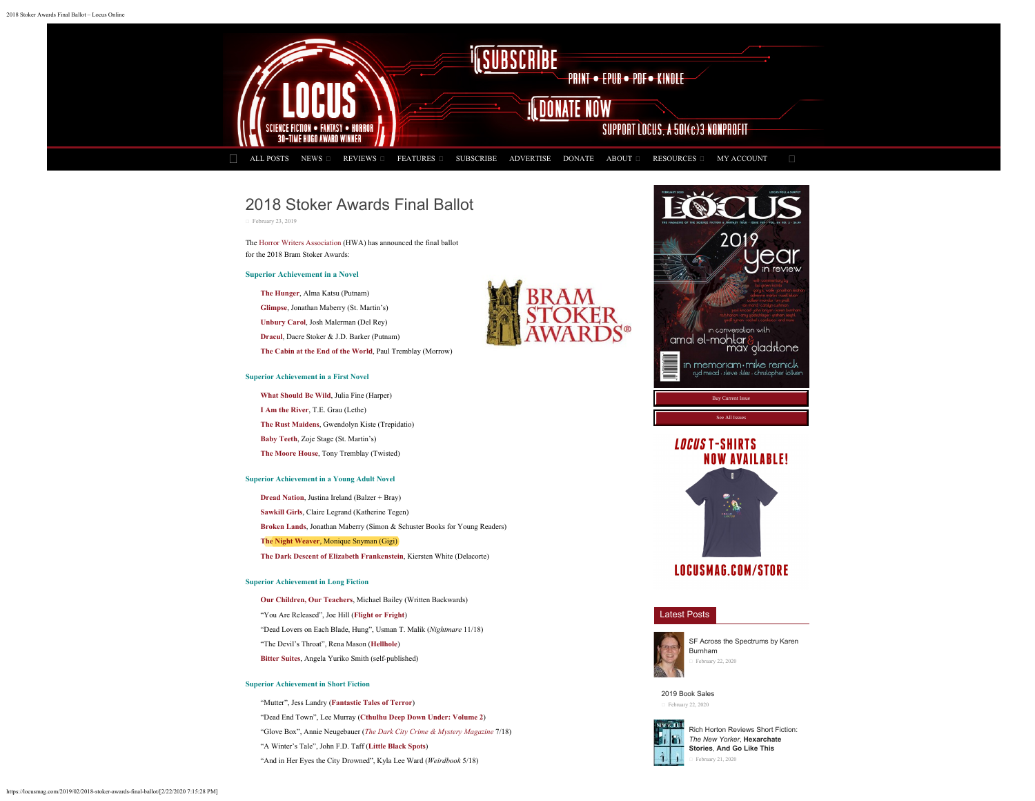# 2018 Stoker Awards Final Ballot

February 23, 2019

The Horror Writers Association (HWA) has announced the final ballot for the 2018 Bram Stoker Awards:

### Superior Achievement in a Novel

- **The Hunger**, Alma Katsu (Putnam)
- **Glimpse**, Jonathan Maberry (St. Martin's)
- **Unbury Carol**, Josh Malerman (Del Rey)
- **Dracul**, Dacre Stoker & J.D. Barker (Putnam)
- **The Cabin at the End of the World**, Paul Tremblay (Morrow)

### Superior Achievement in a First Novel

- **What Should Be Wild**, Julia Fine (Harper)
- **I Am the River**, T.E. Grau (Lethe)
- **The Rust Maidens**, Gwendolyn Kiste (Trepidatio)
- **Baby Teeth**, Zoje Stage (St. Martin's)
- **The Moore House**, Tony Tremblay (Twisted)

### Superior Achievement in a Young Adult Novel

- **Dread Nation**, Justina Ireland (Balzer + Bray)
- **Sawkill Girls**, Claire Legrand (Katherine Tegen)
- **Broken Lands**, Jonathan Maberry (Simon & Schuster Books for Young Readers)
- **The Night Weaver**, Monique Snyman (Gigi)
- **The Dark Descent of Elizabeth Frankenstein**, Kiersten White (Delacorte)

### Superior Achievement in Long Fiction

- **Our Children, Our Teachers**, Michael Bailey (Written Backwards)
- "You Are Released", Joe Hill (**Flight or Fright**)
- "Dead Lovers on Each Blade, Hung", Usman T. Malik (*Nightmare* 11/18)
- "The Devil's Throat", Rena Mason (**Hellhole**)
- **Bitter Suites**, Angela Yuriko Smith (self-published)

### Superior Achievement in Short Fiction

- "Mutter", Jess Landry (**Fantastic Tales of Terror**)
- "Dead End Town", Lee Murray (**Cthulhu Deep Down Under: Volume 2**)
- "Glove Box", Annie Neugebauer (*The Dark City Crime & Mystery Magazine* 7/18)
- "A Winter's Tale", John F.D. Taff (**Little Black Spots**)
- "And in Her Eyes the City Drowned", Kyla Lee Ward (*Weirdbook* 5/18)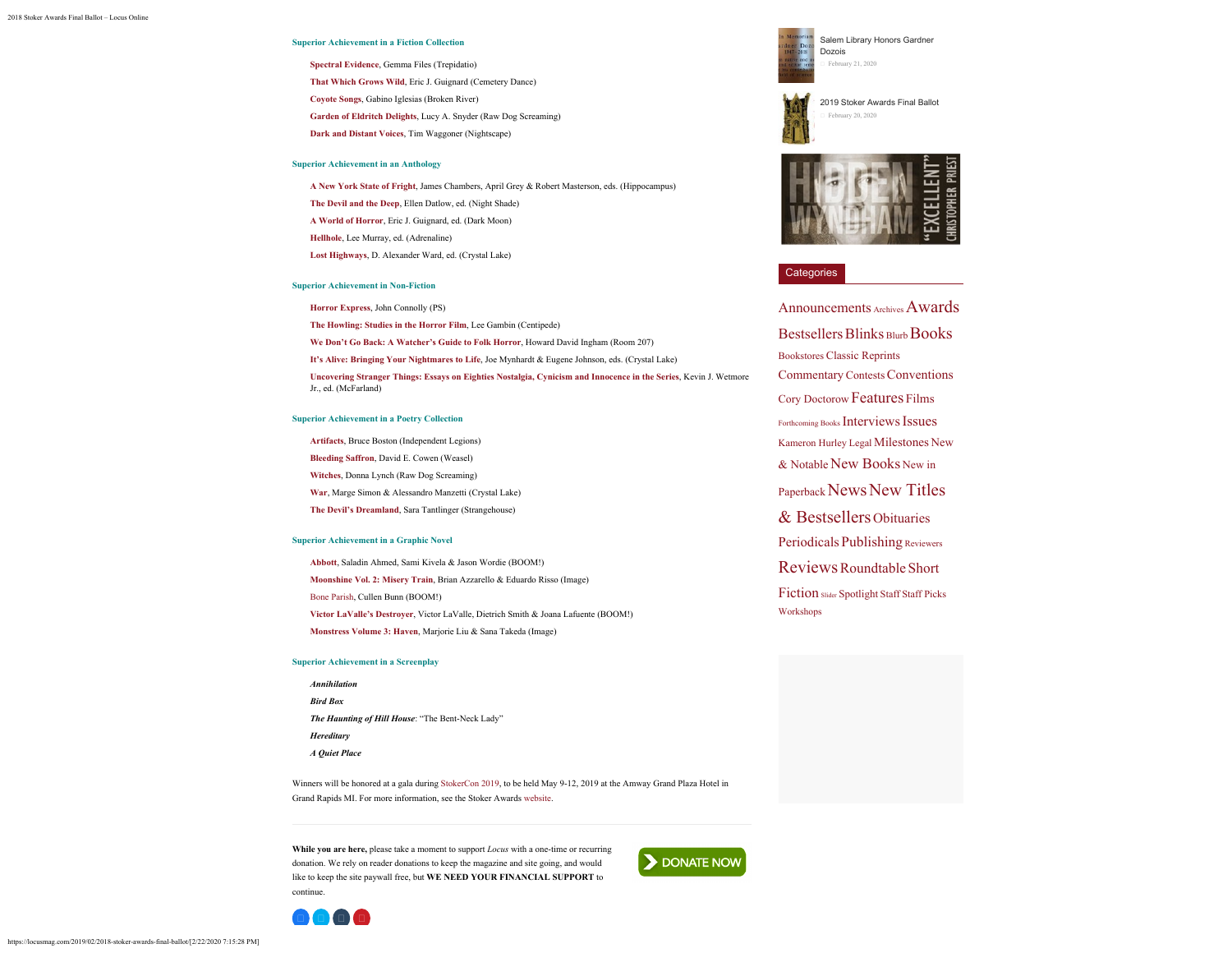### Superior Achievement in a Fiction Collection

- **Spectral Evidence**, Gemma Files (Trepidatio)
- **That Which Grows Wild**, Eric J. Guignard (Cemetery Dance)
- **Coyote Songs**, Gabino Iglesias (Broken River)
- **Garden of Eldritch Delights**, Lucy A. Snyder (Raw Dog Screaming)
- **Dark and Distant Voices**, Tim Waggoner (Nightscape)

### Superior Achievement in an Anthology

- **A New York State of Fright**, James Chambers, April Grey & Robert Masterson, eds. (Hippocampus)
- **The Devil and the Deep**, Ellen Datlow, ed. (Night Shade)
- **A World of Horror**, Eric J. Guignard, ed. (Dark Moon)
- **Hellhole**, Lee Murray, ed. (Adrenaline)
- **Lost Highways**, D. Alexander Ward, ed. (Crystal Lake)

### Superior Achievement in Non-Fiction

- **Horror Express**, John Connolly (PS)
- **The Howling: Studies in the Horror Film**, Lee Gambin (Centipede)
- **We Don't Go Back: A Watcher's Guide to Folk Horror**, Howard David Ingham (Room 207)
- **It's Alive: Bringing Your Nightmares to Life**, Joe Mynhardt & Eugene Johnson, eds. (Crystal Lake)
- **Uncovering Stranger Things: Essays on Eighties Nostalgia, Cynicism and Innocence in the Series**, Kevin J. Wetmore Jr., ed. (McFarland)

### Superior Achievement in a Poetry Collection

- **Artifacts**, Bruce Boston (Independent Legions)
- **Bleeding Saffron**, David E. Cowen (Weasel)
- **Witches**, Donna Lynch (Raw Dog Screaming)
- **War**, Marge Simon & Alessandro Manzetti (Crystal Lake)
- **The Devil's Dreamland**, Sara Tantlinger (Strangehouse)

### Superior Achievement in a Graphic Novel

- **Abbott**, Saladin Ahmed, Sami Kivela & Jason Wordie (BOOM!)
- **Moonshine Vol. 2: Misery Train**, Brian Azzarello & Eduardo Risso (Image)
- Bone Parish, Cullen Bunn (BOOM!)
- **Victor LaValle's Destroyer**, Victor LaValle, Dietrich Smith & Joana Lafuente (BOOM!)
- **Monstress Volume 3: Haven**, Marjorie Liu & Sana Takeda (Image)

### Superior Achievement in a Screenplay

- ***Annihilation***
- ***Bird Box***
- ***The Haunting of Hill House***: "The Bent-Neck Lady"
- ***Hereditary***
- ***A Quiet Place***

Winners will be honored at a gala during StokerCon 2019, to be held May 9-12, 2019 at the Amway Grand Plaza Hotel in Grand Rapids MI. For more information, see the Stoker Awards website.

---

**While you are here,** please take a moment to support *Locus* with a one-time or recurring donation. We rely on reader donations to keep the magazine and site going, and would like to keep the site paywall free, but **WE NEED YOUR FINANCIAL SUPPORT** to continue.

DONATE NOW

Salem Library Honors Gardner Dozois
February 21, 2020

2019 Stoker Awards Final Ballot
February 20, 2020

## Categories

Announcements Archives Awards Bestsellers Blinks Blurb Books Bookstores Classic Reprints Commentary Contests Conventions Cory Doctorow Features Films Forthcoming Books Interviews Issues Kameron Hurley Legal Milestones New & Notable New Books New in Paperback News New Titles & Bestsellers Obituaries Periodicals Publishing Reviewers Reviews Roundtable Short Fiction Slider Spotlight Staff Staff Picks Workshops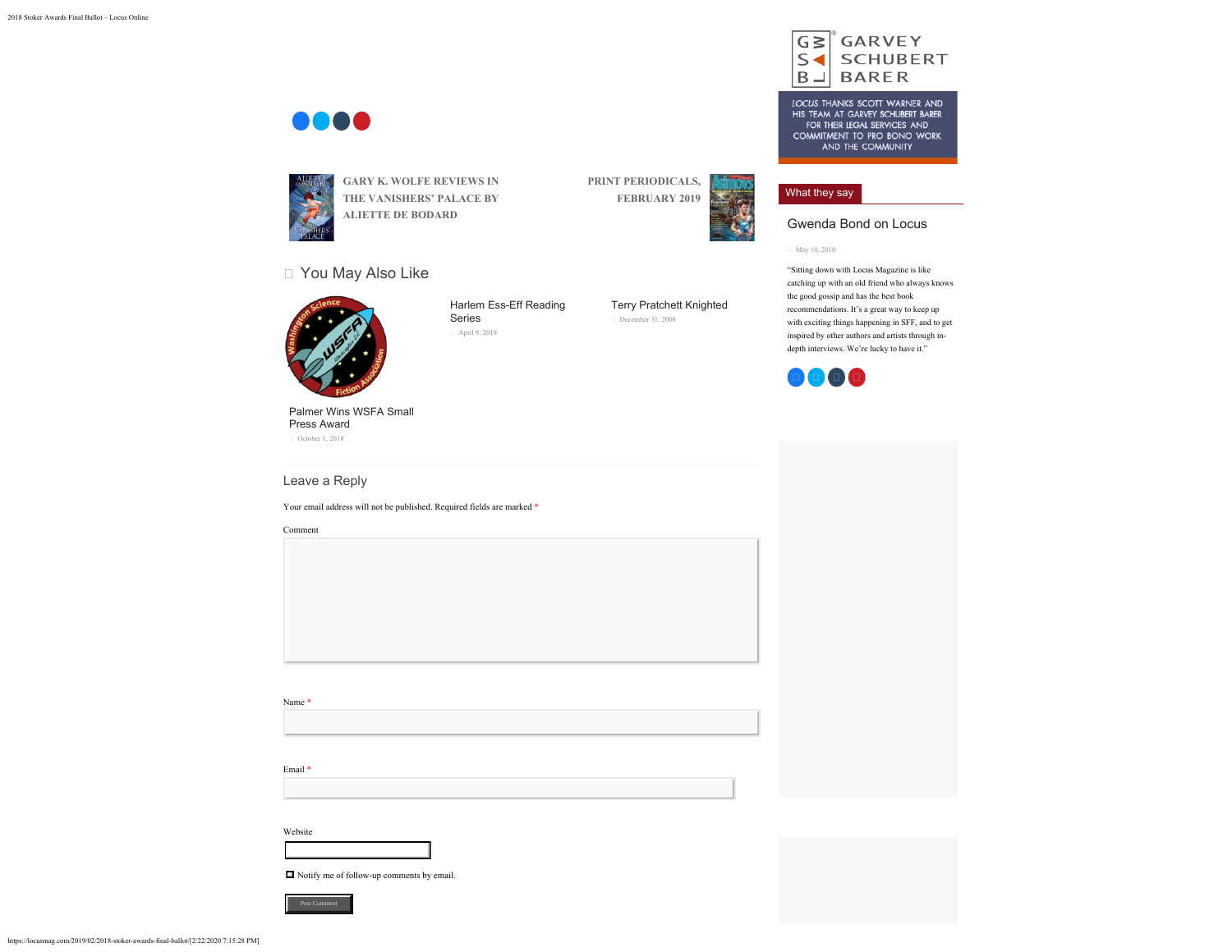GARY K. WOLFE REVIEWS IN THE VANISHERS' PALACE BY ALIETTE DE BODARD

PRINT PERIODICALS, FEBRUARY 2019

## You May Also Like

Palmer Wins WSFA Small Press Award

October 1, 2018

Harlem Ess-Eff Reading Series

April 9, 2018

Terry Pratchett Knighted

December 31, 2008

## Leave a Reply

Your email address will not be published. Required fields are marked *

Comment

Name *

Email *

Website

Notify me of follow-up comments by email.

Post Comment

GARVEY SCHUBERT BARER

*LOCUS* THANKS SCOTT WARNER AND HIS TEAM AT GARVEY SCHUBERT BARER FOR THEIR LEGAL SERVICES AND COMMITMENT TO PRO BONO WORK AND THE COMMUNITY

What they say

### Gwenda Bond on Locus

May 10, 2010

"Sitting down with Locus Magazine is like catching up with an old friend who always knows the good gossip and has the best book recommendations. It's a great way to keep up with exciting things happening in SFF, and to get inspired by other authors and artists through in-depth interviews. We're lucky to have it."